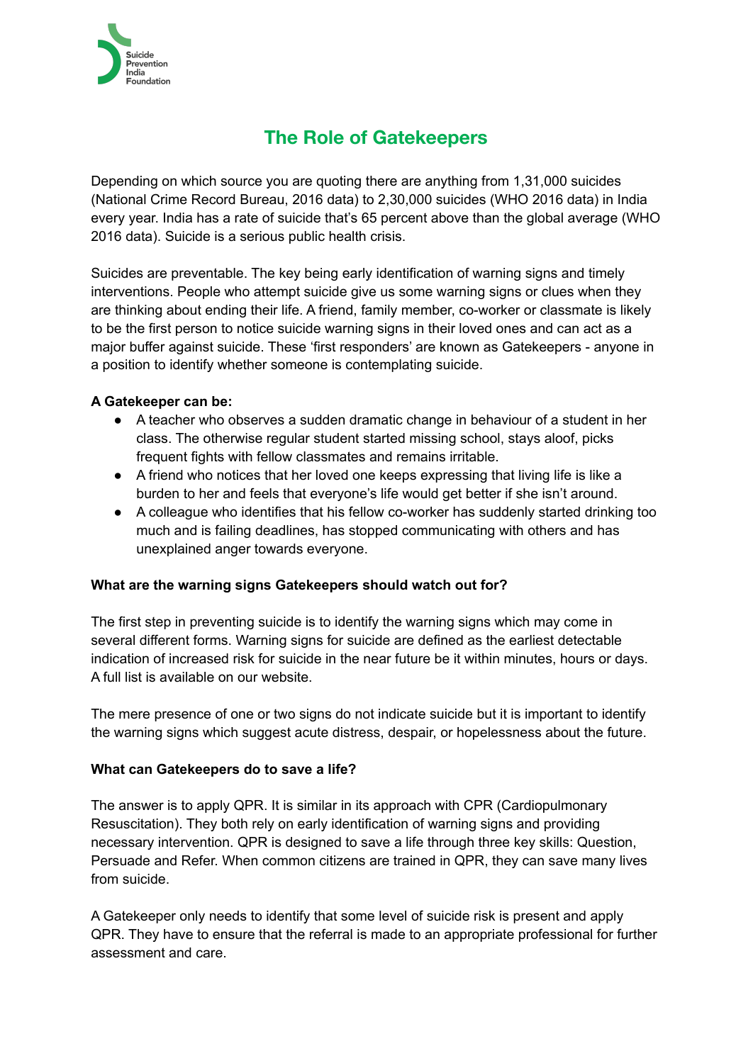# The Role of Gatekeepers

Depending on which source you are quoting there are anything from 1,31,000 suicides (National Crime Record Bureau, 2016 data) to 2,30,000 suicides (WHO 2016 data) in India every year. India has a rate of suicide that's 65 percent above than the global average (WHO 2016 data). Suicide is a serious public health crisis.

Suicides are preventable. The key being early identification of warning signs and timely interventions. People who attempt suicide give us some warning signs or clues when they are thinking about ending their life. A friend, family member, co-worker or classmate is likely to be the first person to notice suicide warning signs in their loved ones and can act as a major buffer against suicide. These 'first responders' are known as Gatekeepers - anyone in a position to identify whether someone is contemplating suicide.

**A Gatekeeper can be:**

- A teacher who observes a sudden dramatic change in behaviour of a student in her class. The otherwise regular student started missing school, stays aloof, picks frequent fights with fellow classmates and remains irritable.
- A friend who notices that her loved one keeps expressing that living life is like a burden to her and feels that everyone's life would get better if she isn't around.
- A colleague who identifies that his fellow co-worker has suddenly started drinking too much and is failing deadlines, has stopped communicating with others and has unexplained anger towards everyone.

**What are the warning signs Gatekeepers should watch out for?**

The first step in preventing suicide is to identify the warning signs which may come in several different forms. Warning signs for suicide are defined as the earliest detectable indication of increased risk for suicide in the near future be it within minutes, hours or days. A full list is available on our website.

The mere presence of one or two signs do not indicate suicide but it is important to identify the warning signs which suggest acute distress, despair, or hopelessness about the future.

**What can Gatekeepers do to save a life?**

The answer is to apply QPR. It is similar in its approach with CPR (Cardiopulmonary Resuscitation). They both rely on early identification of warning signs and providing necessary intervention. QPR is designed to save a life through three key skills: Question, Persuade and Refer. When common citizens are trained in QPR, they can save many lives from suicide.

A Gatekeeper only needs to identify that some level of suicide risk is present and apply QPR. They have to ensure that the referral is made to an appropriate professional for further assessment and care.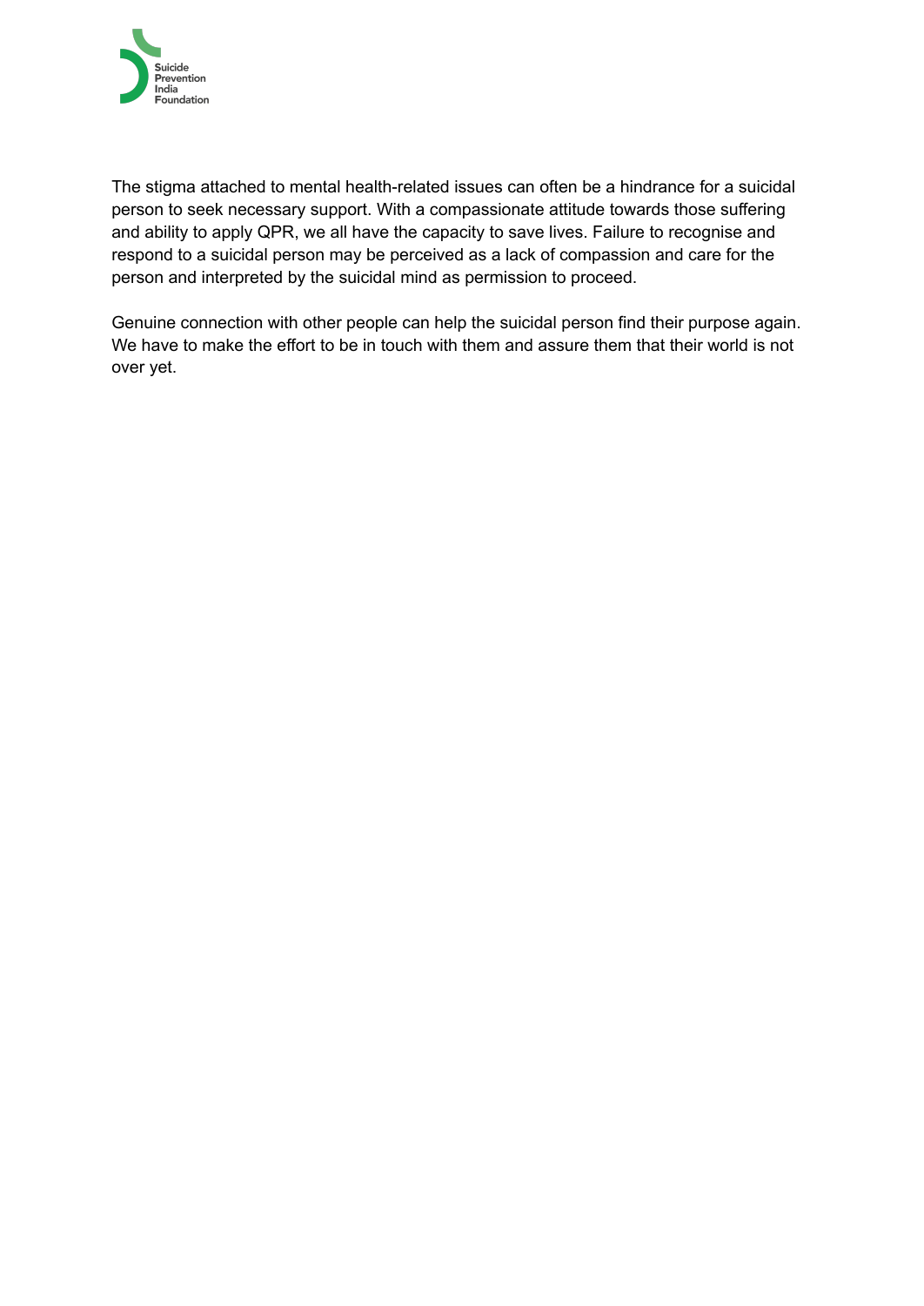The stigma attached to mental health-related issues can often be a hindrance for a suicidal person to seek necessary support. With a compassionate attitude towards those suffering and ability to apply QPR, we all have the capacity to save lives. Failure to recognise and respond to a suicidal person may be perceived as a lack of compassion and care for the person and interpreted by the suicidal mind as permission to proceed.

Genuine connection with other people can help the suicidal person find their purpose again. We have to make the effort to be in touch with them and assure them that their world is not over yet.